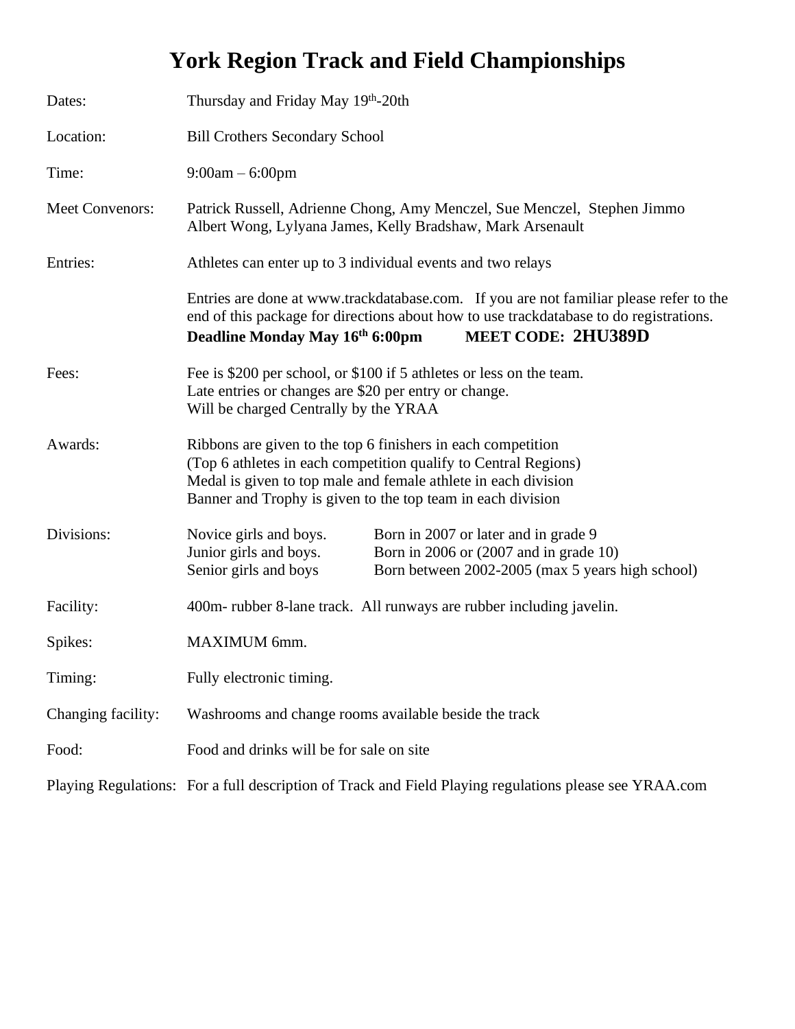# York Region Track and Field Championships

| | |
|---|---|
| Dates: | Thursday and Friday May 19th-20th |
| Location: | Bill Crothers Secondary School |
| Time: | 9:00am – 6:00pm |
| Meet Convenors: | Patrick Russell, Adrienne Chong, Amy Menczel, Sue Menczel, Stephen Jimmo Albert Wong, Lylyana James, Kelly Bradshaw, Mark Arsenault |
| Entries: | Athletes can enter up to 3 individual events and two relays |

Entries are done at www.trackdatabase.com. If you are not familiar please refer to the end of this package for directions about how to use trackdatabase to do registrations.
**Deadline Monday May 16th 6:00pm** **MEET CODE: 2HU389D**

Fees: Fee is $200 per school, or $100 if 5 athletes or less on the team.
Late entries or changes are $20 per entry or change.
Will be charged Centrally by the YRAA

Awards: Ribbons are given to the top 6 finishers in each competition
(Top 6 athletes in each competition qualify to Central Regions)
Medal is given to top male and female athlete in each division
Banner and Trophy is given to the top team in each division

| Divisions: | | |
|---|---|---|
| | Novice girls and boys. | Born in 2007 or later and in grade 9 |
| | Junior girls and boys. | Born in 2006 or (2007 and in grade 10) |
| | Senior girls and boys | Born between 2002-2005 (max 5 years high school) |

Facility: 400m- rubber 8-lane track. All runways are rubber including javelin.

Spikes: MAXIMUM 6mm.

Timing: Fully electronic timing.

Changing facility: Washrooms and change rooms available beside the track

Food: Food and drinks will be for sale on site

Playing Regulations: For a full description of Track and Field Playing regulations please see YRAA.com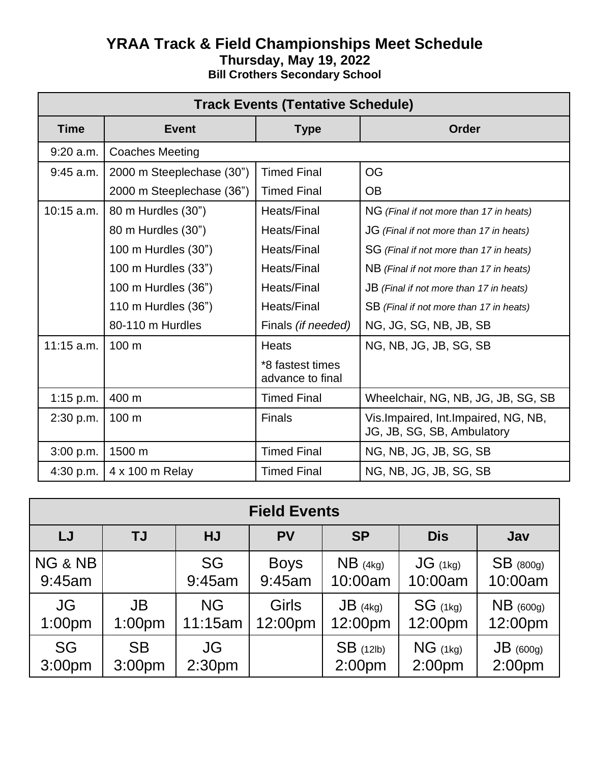# YRAA Track & Field Championships Meet Schedule

**Thursday, May 19, 2022**

**Bill Crothers Secondary School**

| Track Events (Tentative Schedule) | | | |
|---|---|---|---|
| **Time** | **Event** | **Type** | **Order** |
| 9:20 a.m. | Coaches Meeting | | |
| 9:45 a.m. | 2000 m Steeplechase (30") | Timed Final | OG |
| | 2000 m Steeplechase (36") | Timed Final | OB |
| 10:15 a.m. | 80 m Hurdles (30") | Heats/Final | NG *(Final if not more than 17 in heats)* |
| | 80 m Hurdles (30") | Heats/Final | JG *(Final if not more than 17 in heats)* |
| | 100 m Hurdles (30") | Heats/Final | SG *(Final if not more than 17 in heats)* |
| | 100 m Hurdles (33") | Heats/Final | NB *(Final if not more than 17 in heats)* |
| | 100 m Hurdles (36") | Heats/Final | JB *(Final if not more than 17 in heats)* |
| | 110 m Hurdles (36") | Heats/Final | SB *(Final if not more than 17 in heats)* |
| | 80-110 m Hurdles | Finals *(if needed)* | NG, JG, SG, NB, JB, SB |
| 11:15 a.m. | 100 m | Heats<br>*8 fastest times advance to final | NG, NB, JG, JB, SG, SB |
| 1:15 p.m. | 400 m | Timed Final | Wheelchair, NG, NB, JG, JB, SG, SB |
| 2:30 p.m. | 100 m | Finals | Vis.Impaired, Int.Impaired, NG, NB, JG, JB, SG, SB, Ambulatory |
| 3:00 p.m. | 1500 m | Timed Final | NG, NB, JG, JB, SG, SB |
| 4:30 p.m. | 4 x 100 m Relay | Timed Final | NG, NB, JG, JB, SG, SB |

| Field Events | | | | | | |
|---|---|---|---|---|---|---|
| **LJ** | **TJ** | **HJ** | **PV** | **SP** | **Dis** | **Jav** |
| NG & NB 9:45am | | SG 9:45am | Boys 9:45am | NB (4kg) 10:00am | JG (1kg) 10:00am | SB (800g) 10:00am |
| JG 1:00pm | JB 1:00pm | NG 11:15am | Girls 12:00pm | JB (4kg) 12:00pm | SG (1kg) 12:00pm | NB (600g) 12:00pm |
| SG 3:00pm | SB 3:00pm | JG 2:30pm | | SB (12lb) 2:00pm | NG (1kg) 2:00pm | JB (600g) 2:00pm |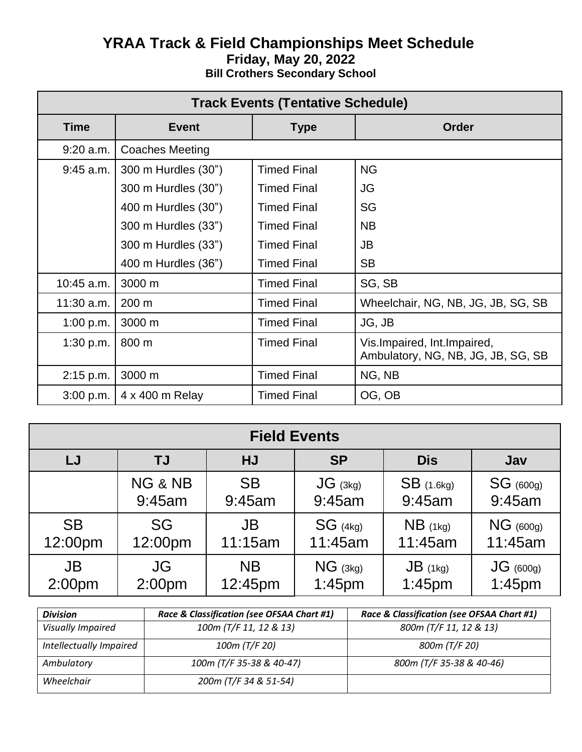# YRAA Track & Field Championships Meet Schedule

**Friday, May 20, 2022**

**Bill Crothers Secondary School**

| Track Events (Tentative Schedule) | | | |
|---|---|---|---|
| **Time** | **Event** | **Type** | **Order** |
| 9:20 a.m. | Coaches Meeting | | |
| 9:45 a.m. | 300 m Hurdles (30”) | Timed Final | NG |
| | 300 m Hurdles (30”) | Timed Final | JG |
| | 400 m Hurdles (30”) | Timed Final | SG |
| | 300 m Hurdles (33”) | Timed Final | NB |
| | 300 m Hurdles (33”) | Timed Final | JB |
| | 400 m Hurdles (36”) | Timed Final | SB |
| 10:45 a.m. | 3000 m | Timed Final | SG, SB |
| 11:30 a.m. | 200 m | Timed Final | Wheelchair, NG, NB, JG, JB, SG, SB |
| 1:00 p.m. | 3000 m | Timed Final | JG, JB |
| 1:30 p.m. | 800 m | Timed Final | Vis.Impaired, Int.Impaired, Ambulatory, NG, NB, JG, JB, SG, SB |
| 2:15 p.m. | 3000 m | Timed Final | NG, NB |
| 3:00 p.m. | 4 x 400 m Relay | Timed Final | OG, OB |

| Field Events | | | | | |
|---|---|---|---|---|---|
| **LJ** | **TJ** | **HJ** | **SP** | **Dis** | **Jav** |
| | NG & NB 9:45am | SB 9:45am | JG (3kg) 9:45am | SB (1.6kg) 9:45am | SG (600g) 9:45am |
| SB 12:00pm | SG 12:00pm | JB 11:15am | SG (4kg) 11:45am | NB (1kg) 11:45am | NG (600g) 11:45am |
| JB 2:00pm | JG 2:00pm | NB 12:45pm | NG (3kg) 1:45pm | JB (1kg) 1:45pm | JG (600g) 1:45pm |

| *Division* | *Race & Classification (see OFSAA Chart #1)* | *Race & Classification (see OFSAA Chart #1)* |
|---|---|---|
| *Visually Impaired* | *100m (T/F 11, 12 & 13)* | *800m (T/F 11, 12 & 13)* |
| *Intellectually Impaired* | *100m (T/F 20)* | *800m (T/F 20)* |
| *Ambulatory* | *100m (T/F 35-38 & 40-47)* | *800m (T/F 35-38 & 40-46)* |
| *Wheelchair* | *200m (T/F 34 & 51-54)* | |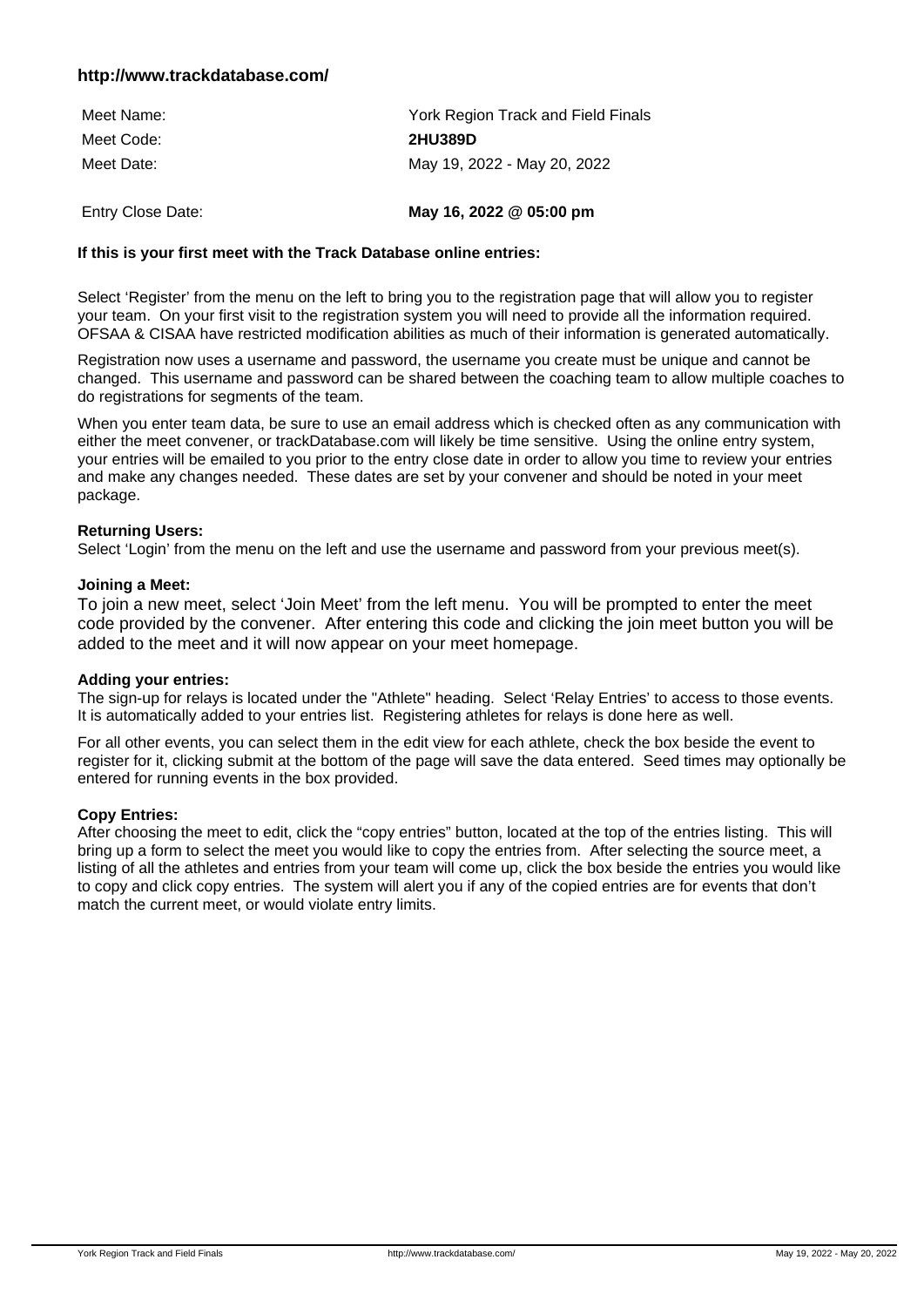**http://www.trackdatabase.com/**

| | |
|---|---|
| Meet Name: | York Region Track and Field Finals |
| Meet Code: | **2HU389D** |
| Meet Date: | May 19, 2022 - May 20, 2022 |
| Entry Close Date: | **May 16, 2022 @ 05:00 pm** |

**If this is your first meet with the Track Database online entries:**

Select 'Register' from the menu on the left to bring you to the registration page that will allow you to register your team. On your first visit to the registration system you will need to provide all the information required. OFSAA & CISAA have restricted modification abilities as much of their information is generated automatically.

Registration now uses a username and password, the username you create must be unique and cannot be changed. This username and password can be shared between the coaching team to allow multiple coaches to do registrations for segments of the team.

When you enter team data, be sure to use an email address which is checked often as any communication with either the meet convener, or trackDatabase.com will likely be time sensitive. Using the online entry system, your entries will be emailed to you prior to the entry close date in order to allow you time to review your entries and make any changes needed. These dates are set by your convener and should be noted in your meet package.

**Returning Users:**
Select 'Login' from the menu on the left and use the username and password from your previous meet(s).

**Joining a Meet:**
To join a new meet, select 'Join Meet' from the left menu. You will be prompted to enter the meet code provided by the convener. After entering this code and clicking the join meet button you will be added to the meet and it will now appear on your meet homepage.

**Adding your entries:**
The sign-up for relays is located under the "Athlete" heading. Select 'Relay Entries' to access to those events. It is automatically added to your entries list. Registering athletes for relays is done here as well.

For all other events, you can select them in the edit view for each athlete, check the box beside the event to register for it, clicking submit at the bottom of the page will save the data entered. Seed times may optionally be entered for running events in the box provided.

**Copy Entries:**
After choosing the meet to edit, click the "copy entries" button, located at the top of the entries listing. This will bring up a form to select the meet you would like to copy the entries from. After selecting the source meet, a listing of all the athletes and entries from your team will come up, click the box beside the entries you would like to copy and click copy entries. The system will alert you if any of the copied entries are for events that don't match the current meet, or would violate entry limits.